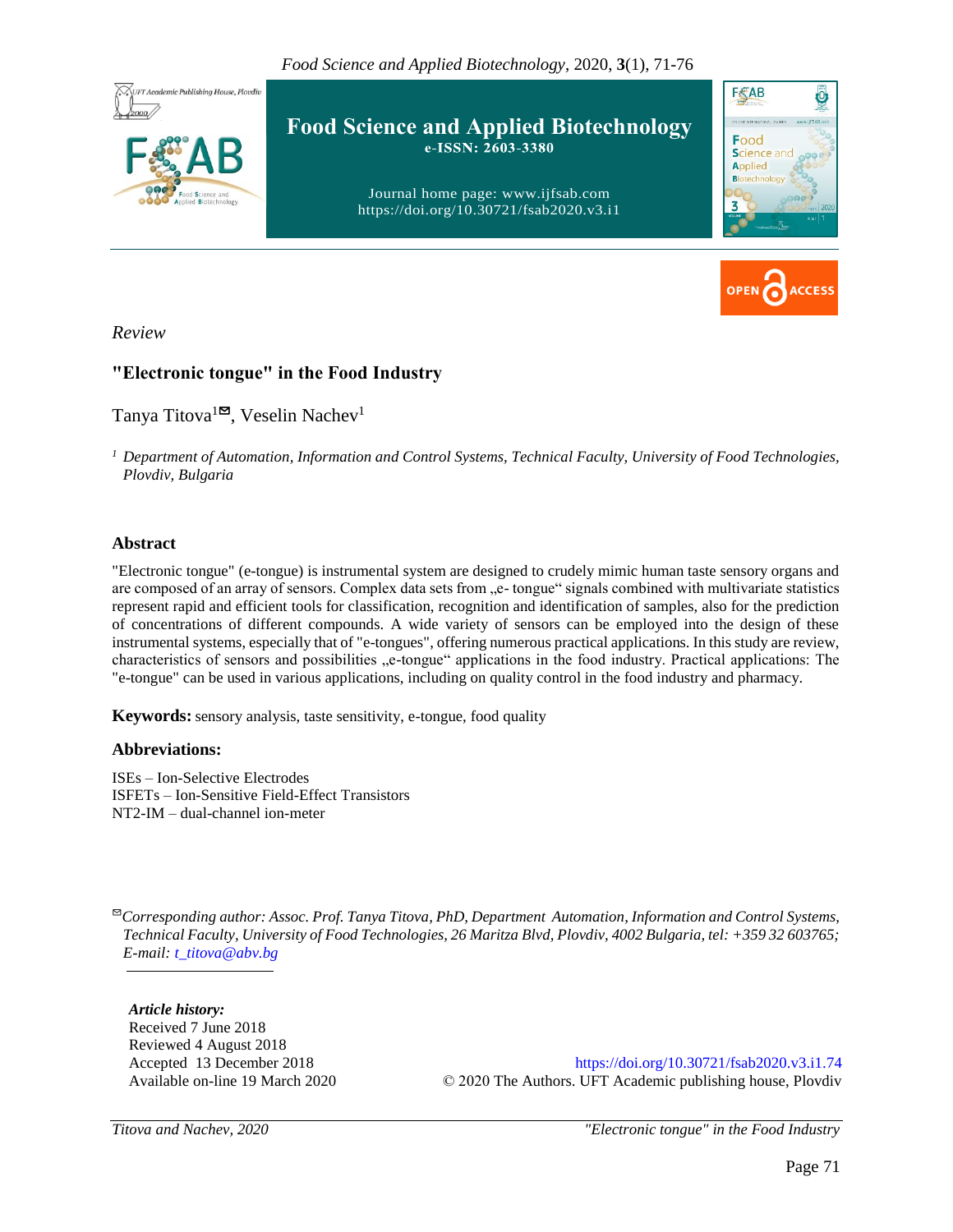*Review*

# "Electronic tongue" in the Food Industry

Tanya Titova[1]✉, Veselin Nachev[1]

[1] *Department of Automation, Information and Control Systems, Technical Faculty, University of Food Technologies, Plovdiv, Bulgaria*

## Abstract

"Electronic tongue" (e-tongue) is instrumental system are designed to crudely mimic human taste sensory organs and are composed of an array of sensors. Complex data sets from „e- tongue" signals combined with multivariate statistics represent rapid and efficient tools for classification, recognition and identification of samples, also for the prediction of concentrations of different compounds. A wide variety of sensors can be employed into the design of these instrumental systems, especially that of "e-tongues", offering numerous practical applications. In this study are review, characteristics of sensors and possibilities „e-tongue" applications in the food industry. Practical applications: The "e-tongue" can be used in various applications, including on quality control in the food industry and pharmacy.

**Keywords:** sensory analysis, taste sensitivity, e-tongue, food quality

## Abbreviations:

ISEs – Ion-Selective Electrodes
ISFETs – Ion-Sensitive Field-Effect Transistors
NT2-IM – dual-channel ion-meter

✉*Corresponding author: Assoc. Prof. Tanya Titova, PhD, Department Automation, Information and Control Systems, Technical Faculty, University of Food Technologies, 26 Maritza Blvd, Plovdiv, 4002 Bulgaria, tel: +359 32 603765; E-mail: t_titova@abv.bg*

***Article history:***
Received 7 June 2018
Reviewed 4 August 2018
Accepted 13 December 2018
Available on-line 19 March 2020

https://doi.org/10.30721/fsab2020.v3.i1.74
© 2020 The Authors. UFT Academic publishing house, Plovdiv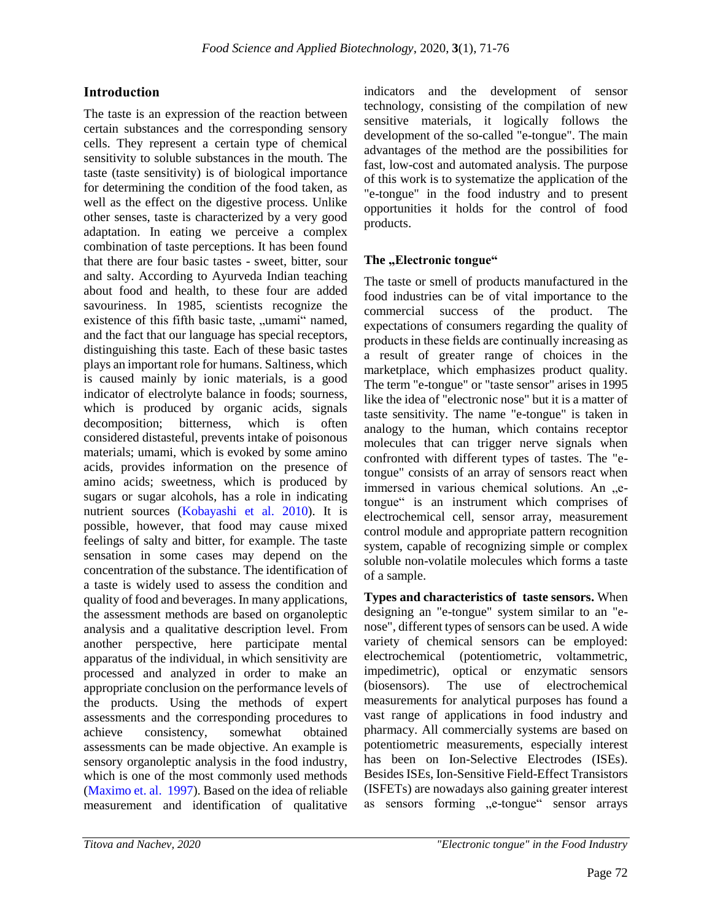## Introduction

The taste is an expression of the reaction between certain substances and the corresponding sensory cells. They represent a certain type of chemical sensitivity to soluble substances in the mouth. The taste (taste sensitivity) is of biological importance for determining the condition of the food taken, as well as the effect on the digestive process. Unlike other senses, taste is characterized by a very good adaptation. In eating we perceive a complex combination of taste perceptions. It has been found that there are four basic tastes - sweet, bitter, sour and salty. According to Ayurveda Indian teaching about food and health, to these four are added savouriness. In 1985, scientists recognize the existence of this fifth basic taste, „umami" named, and the fact that our language has special receptors, distinguishing this taste. Each of these basic tastes plays an important role for humans. Saltiness, which is caused mainly by ionic materials, is a good indicator of electrolyte balance in foods; sourness, which is produced by organic acids, signals decomposition; bitterness, which is often considered distasteful, prevents intake of poisonous materials; umami, which is evoked by some amino acids, provides information on the presence of amino acids; sweetness, which is produced by sugars or sugar alcohols, has a role in indicating nutrient sources (Kobayashi et al. 2010). It is possible, however, that food may cause mixed feelings of salty and bitter, for example. The taste sensation in some cases may depend on the concentration of the substance. The identification of a taste is widely used to assess the condition and quality of food and beverages. In many applications, the assessment methods are based on organoleptic analysis and a qualitative description level. From another perspective, here participate mental apparatus of the individual, in which sensitivity are processed and analyzed in order to make an appropriate conclusion on the performance levels of the products. Using the methods of expert assessments and the corresponding procedures to achieve consistency, somewhat obtained assessments can be made objective. An example is sensory organoleptic analysis in the food industry, which is one of the most commonly used methods (Maximo et. al. 1997). Based on the idea of reliable measurement and identification of qualitative indicators and the development of sensor technology, consisting of the compilation of new sensitive materials, it logically follows the development of the so-called "e-tongue". The main advantages of the method are the possibilities for fast, low-cost and automated analysis. The purpose of this work is to systematize the application of the "e-tongue" in the food industry and to present opportunities it holds for the control of food products.

### The „Electronic tongue"

The taste or smell of products manufactured in the food industries can be of vital importance to the commercial success of the product. The expectations of consumers regarding the quality of products in these fields are continually increasing as a result of greater range of choices in the marketplace, which emphasizes product quality. The term "e-tongue" or "taste sensor" arises in 1995 like the idea of "electronic nose" but it is a matter of taste sensitivity. The name "e-tongue" is taken in analogy to the human, which contains receptor molecules that can trigger nerve signals when confronted with different types of tastes. The "e-tongue" consists of an array of sensors react when immersed in various chemical solutions. An „e-tongue" is an instrument which comprises of electrochemical cell, sensor array, measurement control module and appropriate pattern recognition system, capable of recognizing simple or complex soluble non-volatile molecules which forms a taste of a sample.

**Types and characteristics of taste sensors.** When designing an "e-tongue" system similar to an "e-nose", different types of sensors can be used. A wide variety of chemical sensors can be employed: electrochemical (potentiometric, voltammetric, impedimetric), optical or enzymatic sensors (biosensors). The use of electrochemical measurements for analytical purposes has found a vast range of applications in food industry and pharmacy. All commercially systems are based on potentiometric measurements, especially interest has been on Ion-Selective Electrodes (ISEs). Besides ISEs, Ion-Sensitive Field-Effect Transistors (ISFETs) are nowadays also gaining greater interest as sensors forming „e-tongue" sensor arrays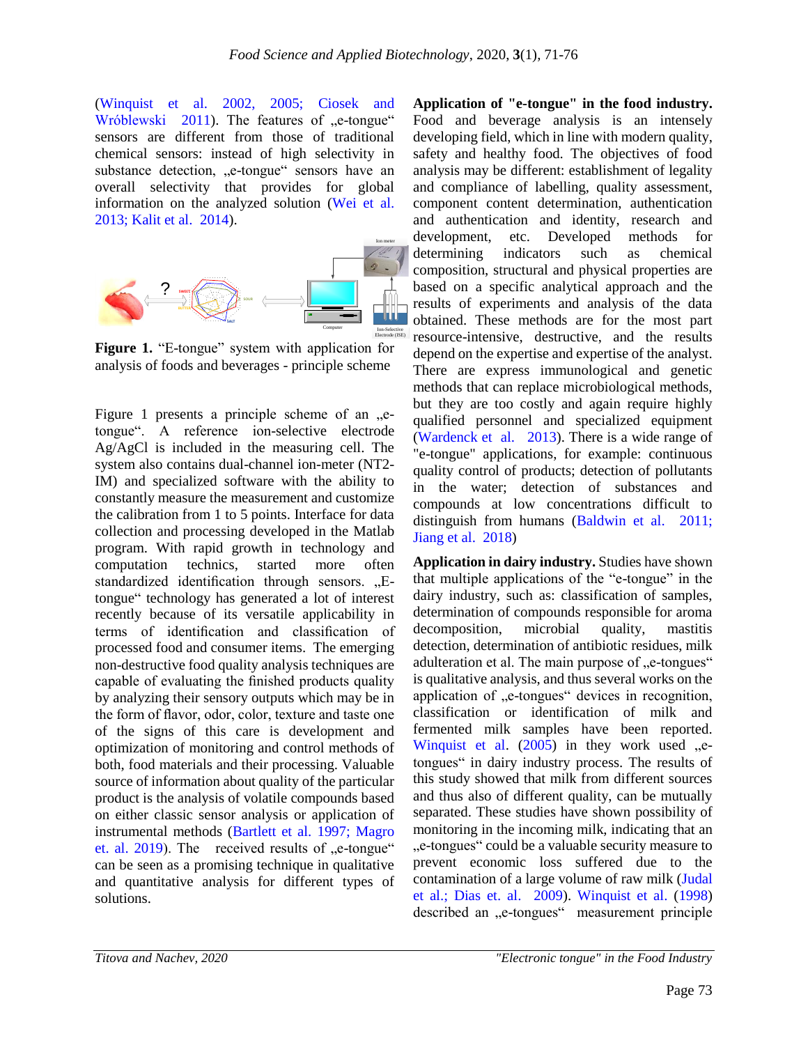(Winquist et al. 2002, 2005; Ciosek and Wróblewski 2011). The features of „e-tongue" sensors are different from those of traditional chemical sensors: instead of high selectivity in substance detection, „e-tongue" sensors have an overall selectivity that provides for global information on the analyzed solution (Wei et al. 2013; Kalit et al. 2014).

**Figure 1.** "E-tongue" system with application for analysis of foods and beverages - principle scheme

Figure 1 presents a principle scheme of an „e-tongue". A reference ion-selective electrode Ag/AgCl is included in the measuring cell. The system also contains dual-channel ion-meter (NT2-IM) and specialized software with the ability to constantly measure the measurement and customize the calibration from 1 to 5 points. Interface for data collection and processing developed in the Matlab program. With rapid growth in technology and computation technics, started more often standardized identification through sensors. „E-tongue" technology has generated a lot of interest recently because of its versatile applicability in terms of identification and classification of processed food and consumer items. The emerging non-destructive food quality analysis techniques are capable of evaluating the finished products quality by analyzing their sensory outputs which may be in the form of flavor, odor, color, texture and taste one of the signs of this care is development and optimization of monitoring and control methods of both, food materials and their processing. Valuable source of information about quality of the particular product is the analysis of volatile compounds based on either classic sensor analysis or application of instrumental methods (Bartlett et al. 1997; Magro et. al. 2019). The received results of „e-tongue" can be seen as a promising technique in qualitative and quantitative analysis for different types of solutions.

**Application of "e-tongue" in the food industry.** Food and beverage analysis is an intensely developing field, which in line with modern quality, safety and healthy food. The objectives of food analysis may be different: establishment of legality and compliance of labelling, quality assessment, component content determination, authentication and authentication and identity, research and development, etc. Developed methods for determining indicators such as chemical composition, structural and physical properties are based on a specific analytical approach and the results of experiments and analysis of the data obtained. These methods are for the most part resource-intensive, destructive, and the results depend on the expertise and expertise of the analyst. There are express immunological and genetic methods that can replace microbiological methods, but they are too costly and again require highly qualified personnel and specialized equipment (Wardenck et al. 2013). There is a wide range of "e-tongue" applications, for example: continuous quality control of products; detection of pollutants in the water; detection of substances and compounds at low concentrations difficult to distinguish from humans (Baldwin et al. 2011; Jiang et al. 2018)

**Application in dairy industry.** Studies have shown that multiple applications of the "e-tongue" in the dairy industry, such as: classification of samples, determination of compounds responsible for aroma decomposition, microbial quality, mastitis detection, determination of antibiotic residues, milk adulteration et al. The main purpose of „e-tongues" is qualitative analysis, and thus several works on the application of „e-tongues" devices in recognition, classification or identification of milk and fermented milk samples have been reported. Winquist et al. (2005) in they work used „e-tongues" in dairy industry process. The results of this study showed that milk from different sources and thus also of different quality, can be mutually separated. These studies have shown possibility of monitoring in the incoming milk, indicating that an „e-tongues" could be a valuable security measure to prevent economic loss suffered due to the contamination of a large volume of raw milk (Judal et al.; Dias et. al. 2009). Winquist et al. (1998) described an „e-tongues" measurement principle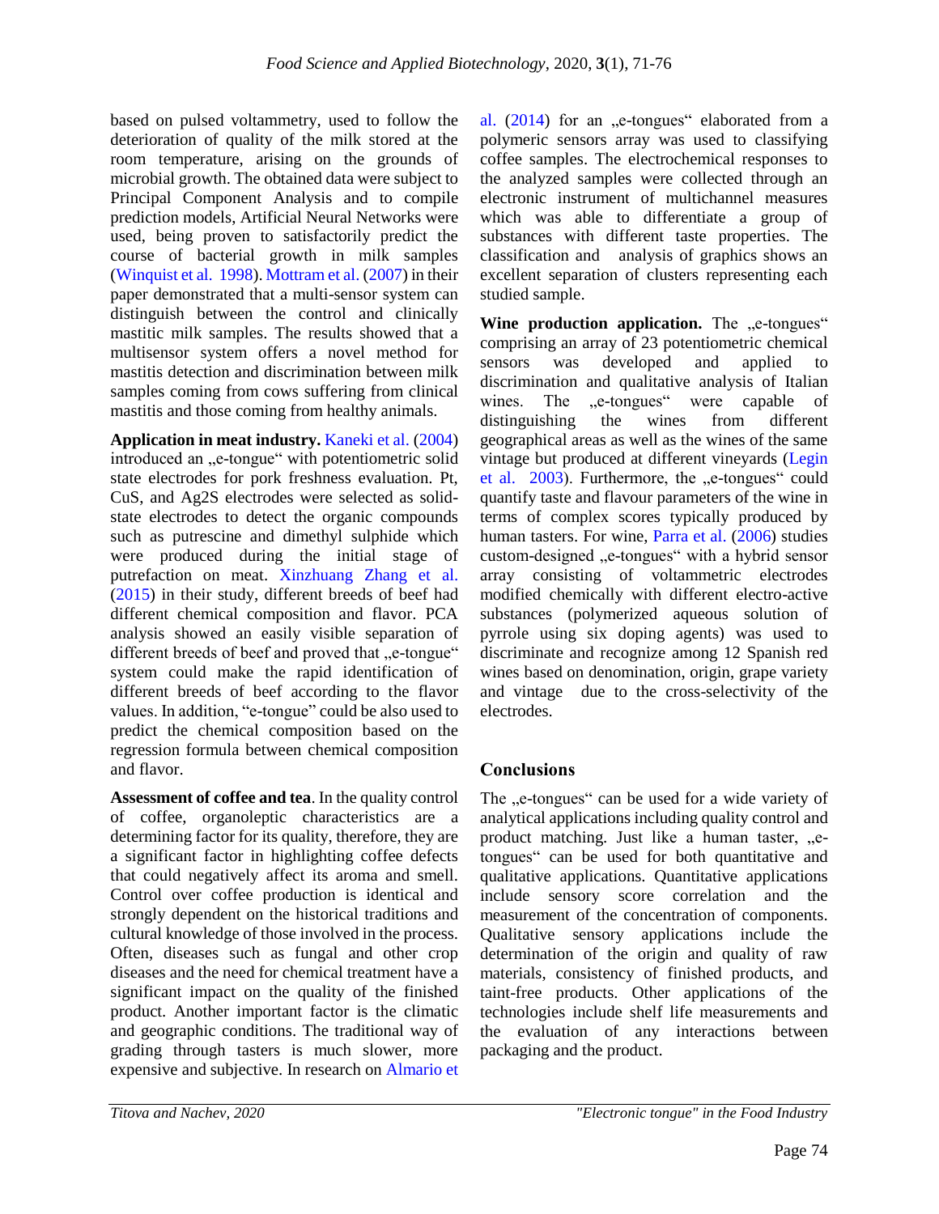based on pulsed voltammetry, used to follow the deterioration of quality of the milk stored at the room temperature, arising on the grounds of microbial growth. The obtained data were subject to Principal Component Analysis and to compile prediction models, Artificial Neural Networks were used, being proven to satisfactorily predict the course of bacterial growth in milk samples (Winquist et al. 1998). Mottram et al. (2007) in their paper demonstrated that a multi-sensor system can distinguish between the control and clinically mastitic milk samples. The results showed that a multisensor system offers a novel method for mastitis detection and discrimination between milk samples coming from cows suffering from clinical mastitis and those coming from healthy animals.

**Application in meat industry.** Kaneki et al. (2004) introduced an „e-tongue" with potentiometric solid state electrodes for pork freshness evaluation. Pt, CuS, and Ag2S electrodes were selected as solid-state electrodes to detect the organic compounds such as putrescine and dimethyl sulphide which were produced during the initial stage of putrefaction on meat. Xinzhuang Zhang et al. (2015) in their study, different breeds of beef had different chemical composition and flavor. PCA analysis showed an easily visible separation of different breeds of beef and proved that „e-tongue" system could make the rapid identification of different breeds of beef according to the flavor values. In addition, "e-tongue" could be also used to predict the chemical composition based on the regression formula between chemical composition and flavor.

**Assessment of coffee and tea**. In the quality control of coffee, organoleptic characteristics are a determining factor for its quality, therefore, they are a significant factor in highlighting coffee defects that could negatively affect its aroma and smell. Control over coffee production is identical and strongly dependent on the historical traditions and cultural knowledge of those involved in the process. Often, diseases such as fungal and other crop diseases and the need for chemical treatment have a significant impact on the quality of the finished product. Another important factor is the climatic and geographic conditions. The traditional way of grading through tasters is much slower, more expensive and subjective. In research on Almario et al. (2014) for an „e-tongues" elaborated from a polymeric sensors array was used to classifying coffee samples. The electrochemical responses to the analyzed samples were collected through an electronic instrument of multichannel measures which was able to differentiate a group of substances with different taste properties. The classification and analysis of graphics shows an excellent separation of clusters representing each studied sample.

**Wine production application.** The „e-tongues" comprising an array of 23 potentiometric chemical sensors was developed and applied to discrimination and qualitative analysis of Italian wines. The „e-tongues" were capable of distinguishing the wines from different geographical areas as well as the wines of the same vintage but produced at different vineyards (Legin et al. 2003). Furthermore, the „e-tongues" could quantify taste and flavour parameters of the wine in terms of complex scores typically produced by human tasters. For wine, Parra et al. (2006) studies custom-designed „e-tongues" with a hybrid sensor array consisting of voltammetric electrodes modified chemically with different electro-active substances (polymerized aqueous solution of pyrrole using six doping agents) was used to discriminate and recognize among 12 Spanish red wines based on denomination, origin, grape variety and vintage due to the cross-selectivity of the electrodes.

## Conclusions

The „e-tongues" can be used for a wide variety of analytical applications including quality control and product matching. Just like a human taster, „e-tongues" can be used for both quantitative and qualitative applications. Quantitative applications include sensory score correlation and the measurement of the concentration of components. Qualitative sensory applications include the determination of the origin and quality of raw materials, consistency of finished products, and taint-free products. Other applications of the technologies include shelf life measurements and the evaluation of any interactions between packaging and the product.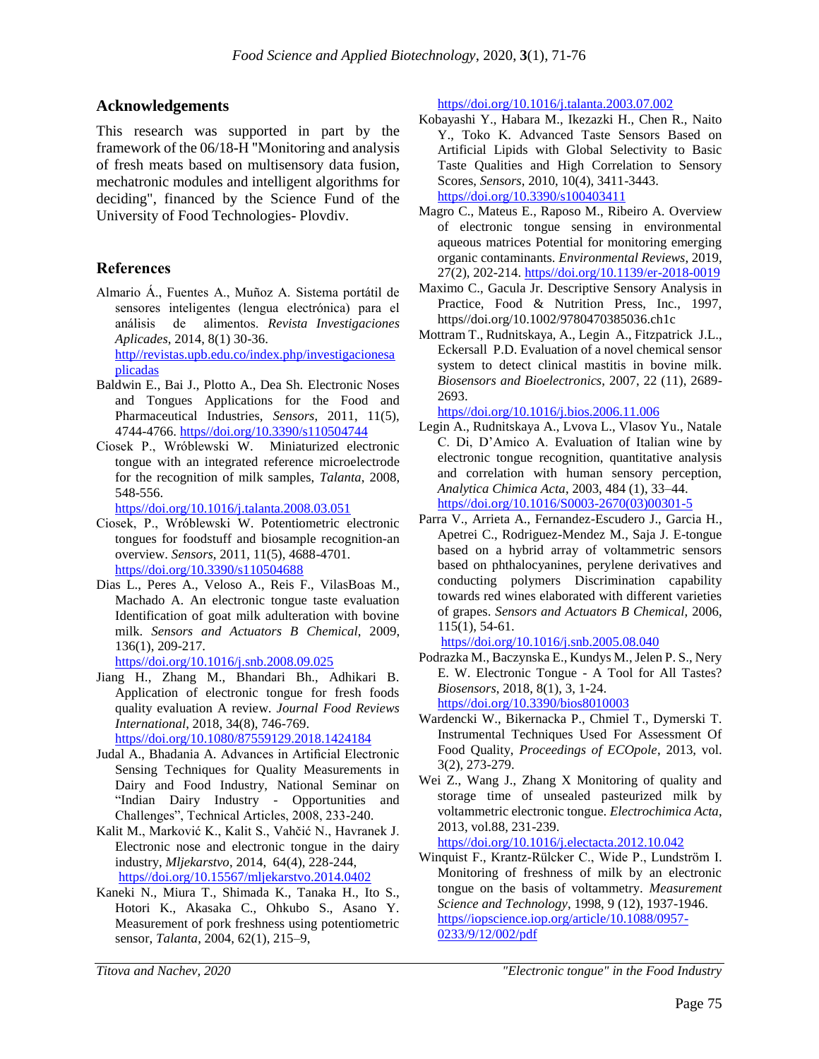## Acknowledgements

This research was supported in part by the framework of the 06/18-H "Monitoring and analysis of fresh meats based on multisensory data fusion, mechatronic modules and intelligent algorithms for deciding", financed by the Science Fund of the University of Food Technologies- Plovdiv.

## References

Almario Á., Fuentes A., Muñoz A. Sistema portátil de sensores inteligentes (lengua electrónica) para el análisis de alimentos. *Revista Investigaciones Aplicades*, 2014, 8(1) 30-36. http//revistas.upb.edu.co/index.php/investigacionesaplicadas

Baldwin E., Bai J., Plotto A., Dea Sh. Electronic Noses and Tongues Applications for the Food and Pharmaceutical Industries, *Sensors*, 2011, 11(5), 4744-4766. https//doi.org/10.3390/s110504744

Ciosek P., Wróblewski W. Miniaturized electronic tongue with an integrated reference microelectrode for the recognition of milk samples, *Talanta*, 2008, 548-556. https//doi.org/10.1016/j.talanta.2008.03.051

Ciosek, P., Wróblewski W. Potentiometric electronic tongues for foodstuff and biosample recognition-an overview. *Sensors*, 2011, 11(5), 4688-4701. https//doi.org/10.3390/s110504688

Dias L., Peres A., Veloso A., Reis F., VilasBoas M., Machado A. An electronic tongue taste evaluation Identification of goat milk adulteration with bovine milk. *Sensors and Actuators B Chemical*, 2009, 136(1), 209-217. https//doi.org/10.1016/j.snb.2008.09.025

Jiang H., Zhang M., Bhandari Bh., Adhikari B. Application of electronic tongue for fresh foods quality evaluation A review. *Journal Food Reviews International*, 2018, 34(8), 746-769. https//doi.org/10.1080/87559129.2018.1424184

Judal A., Bhadania A. Advances in Artificial Electronic Sensing Techniques for Quality Measurements in Dairy and Food Industry, National Seminar on "Indian Dairy Industry - Opportunities and Challenges", Technical Articles, 2008, 233-240.

Kalit M., Marković K., Kalit S., Vahčić N., Havranek J. Electronic nose and electronic tongue in the dairy industry, *Mljekarstvo*, 2014, 64(4), 228-244, https//doi.org/10.15567/mljekarstvo.2014.0402

Kaneki N., Miura T., Shimada K., Tanaka H., Ito S., Hotori K., Akasaka C., Ohkubo S., Asano Y. Measurement of pork freshness using potentiometric sensor, *Talanta*, 2004, 62(1), 215–9, https//doi.org/10.1016/j.talanta.2003.07.002

Kobayashi Y., Habara M., Ikezazki H., Chen R., Naito Y., Toko K. Advanced Taste Sensors Based on Artificial Lipids with Global Selectivity to Basic Taste Qualities and High Correlation to Sensory Scores, *Sensors*, 2010, 10(4), 3411-3443. https//doi.org/10.3390/s100403411

Magro C., Mateus E., Raposo M., Ribeiro A. Overview of electronic tongue sensing in environmental aqueous matrices Potential for monitoring emerging organic contaminants. *Environmental Reviews*, 2019, 27(2), 202-214. https//doi.org/10.1139/er-2018-0019

Maximo C., Gacula Jr. Descriptive Sensory Analysis in Practice, Food & Nutrition Press, Inc., 1997, https//doi.org/10.1002/9780470385036.ch1c

Mottram T., Rudnitskaya, A., Legin A., Fitzpatrick J.L., Eckersall P.D. Evaluation of a novel chemical sensor system to detect clinical mastitis in bovine milk. *Biosensors and Bioelectronics*, 2007, 22 (11), 2689-2693. https//doi.org/10.1016/j.bios.2006.11.006

Legin A., Rudnitskaya A., Lvova L., Vlasov Yu., Natale C. Di, D'Amico A. Evaluation of Italian wine by electronic tongue recognition, quantitative analysis and correlation with human sensory perception, *Analytica Chimica Acta*, 2003, 484 (1), 33–44. https//doi.org/10.1016/S0003-2670(03)00301-5

Parra V., Arrieta A., Fernandez-Escudero J., Garcia H., Apetrei C., Rodriguez-Mendez M., Saja J. E-tongue based on a hybrid array of voltammetric sensors based on phthalocyanines, perylene derivatives and conducting polymers Discrimination capability towards red wines elaborated with different varieties of grapes. *Sensors and Actuators B Chemical*, 2006, 115(1), 54-61. https//doi.org/10.1016/j.snb.2005.08.040

Podrazka M., Baczynska E., Kundys M., Jelen P. S., Nery E. W. Electronic Tongue - A Tool for All Tastes? *Biosensors*, 2018, 8(1), 3, 1-24. https//doi.org/10.3390/bios8010003

Wardencki W., Bikernacka P., Chmiel T., Dymerski T. Instrumental Techniques Used For Assessment Of Food Quality, *Proceedings of ECOpole*, 2013, vol. 3(2), 273-279.

Wei Z., Wang J., Zhang X Monitoring of quality and storage time of unsealed pasteurized milk by voltammetric electronic tongue. *Electrochimica Acta*, 2013, vol.88, 231-239. https//doi.org/10.1016/j.electacta.2012.10.042

Winquist F., Krantz-Rülcker C., Wide P., Lundström I. Monitoring of freshness of milk by an electronic tongue on the basis of voltammetry. *Measurement Science and Technology*, 1998, 9 (12), 1937-1946. https//iopscience.iop.org/article/10.1088/0957-0233/9/12/002/pdf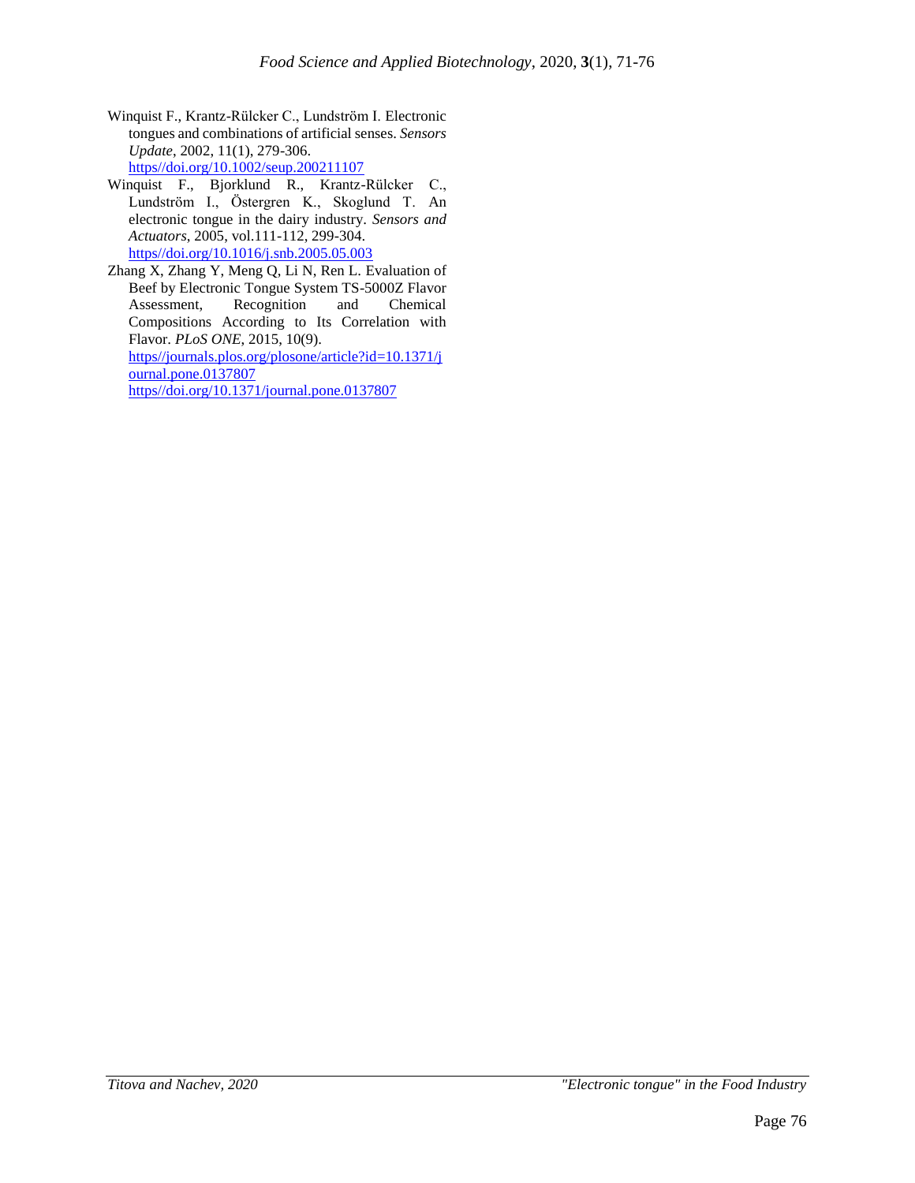Winquist F., Krantz-Rülcker C., Lundström I. Electronic tongues and combinations of artificial senses. *Sensors Update*, 2002, 11(1), 279-306. https//doi.org/10.1002/seup.200211107

Winquist F., Bjorklund R., Krantz-Rülcker C., Lundström I., Östergren K., Skoglund T. An electronic tongue in the dairy industry. *Sensors and Actuators*, 2005, vol.111-112, 299-304. https//doi.org/10.1016/j.snb.2005.05.003

Zhang X, Zhang Y, Meng Q, Li N, Ren L. Evaluation of Beef by Electronic Tongue System TS-5000Z Flavor Assessment, Recognition and Chemical Compositions According to Its Correlation with Flavor. *PLoS ONE*, 2015, 10(9). https//journals.plos.org/plosone/article?id=10.1371/journal.pone.0137807 https//doi.org/10.1371/journal.pone.0137807